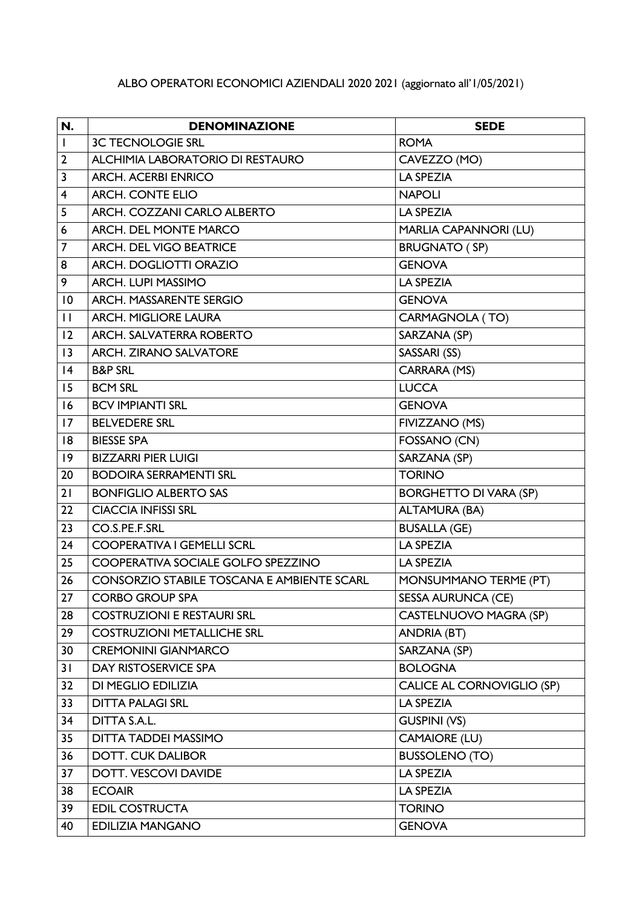ALBO OPERATORI ECONOMICI AZIENDALI 2020 2021 (aggiornato all'1/05/2021)

| N. | DENOMINAZIONE | SEDE |
| --- | --- | --- |
| 1 | 3C TECNOLOGIE SRL | ROMA |
| 2 | ALCHIMIA LABORATORIO DI RESTAURO | CAVEZZO (MO) |
| 3 | ARCH. ACERBI ENRICO | LA SPEZIA |
| 4 | ARCH. CONTE ELIO | NAPOLI |
| 5 | ARCH. COZZANI CARLO ALBERTO | LA SPEZIA |
| 6 | ARCH. DEL MONTE MARCO | MARLIA CAPANNORI (LU) |
| 7 | ARCH. DEL VIGO BEATRICE | BRUGNATO ( SP) |
| 8 | ARCH. DOGLIOTTI ORAZIO | GENOVA |
| 9 | ARCH. LUPI MASSIMO | LA SPEZIA |
| 10 | ARCH. MASSARENTE SERGIO | GENOVA |
| 11 | ARCH. MIGLIORE LAURA | CARMAGNOLA ( TO) |
| 12 | ARCH. SALVATERRA ROBERTO | SARZANA (SP) |
| 13 | ARCH. ZIRANO SALVATORE | SASSARI (SS) |
| 14 | B&P SRL | CARRARA (MS) |
| 15 | BCM SRL | LUCCA |
| 16 | BCV IMPIANTI SRL | GENOVA |
| 17 | BELVEDERE SRL | FIVIZZANO (MS) |
| 18 | BIESSE SPA | FOSSANO (CN) |
| 19 | BIZZARRI PIER LUIGI | SARZANA (SP) |
| 20 | BODOIRA SERRAMENTI SRL | TORINO |
| 21 | BONFIGLIO ALBERTO SAS | BORGHETTO DI VARA (SP) |
| 22 | CIACCIA INFISSI SRL | ALTAMURA (BA) |
| 23 | CO.S.PE.F.SRL | BUSALLA (GE) |
| 24 | COOPERATIVA I GEMELLI SCRL | LA SPEZIA |
| 25 | COOPERATIVA SOCIALE GOLFO SPEZZINO | LA SPEZIA |
| 26 | CONSORZIO STABILE TOSCANA E AMBIENTE SCARL | MONSUMMANO TERME (PT) |
| 27 | CORBO GROUP SPA | SESSA AURUNCA (CE) |
| 28 | COSTRUZIONI E RESTAURI SRL | CASTELNUOVO MAGRA (SP) |
| 29 | COSTRUZIONI METALLICHE SRL | ANDRIA (BT) |
| 30 | CREMONINI GIANMARCO | SARZANA (SP) |
| 31 | DAY RISTOSERVICE SPA | BOLOGNA |
| 32 | DI MEGLIO EDILIZIA | CALICE AL CORNOVIGLIO (SP) |
| 33 | DITTA PALAGI SRL | LA SPEZIA |
| 34 | DITTA S.A.L. | GUSPINI (VS) |
| 35 | DITTA TADDEI MASSIMO | CAMAIORE (LU) |
| 36 | DOTT. CUK DALIBOR | BUSSOLENO (TO) |
| 37 | DOTT. VESCOVI DAVIDE | LA SPEZIA |
| 38 | ECOAIR | LA SPEZIA |
| 39 | EDIL COSTRUCTA | TORINO |
| 40 | EDILIZIA MANGANO | GENOVA |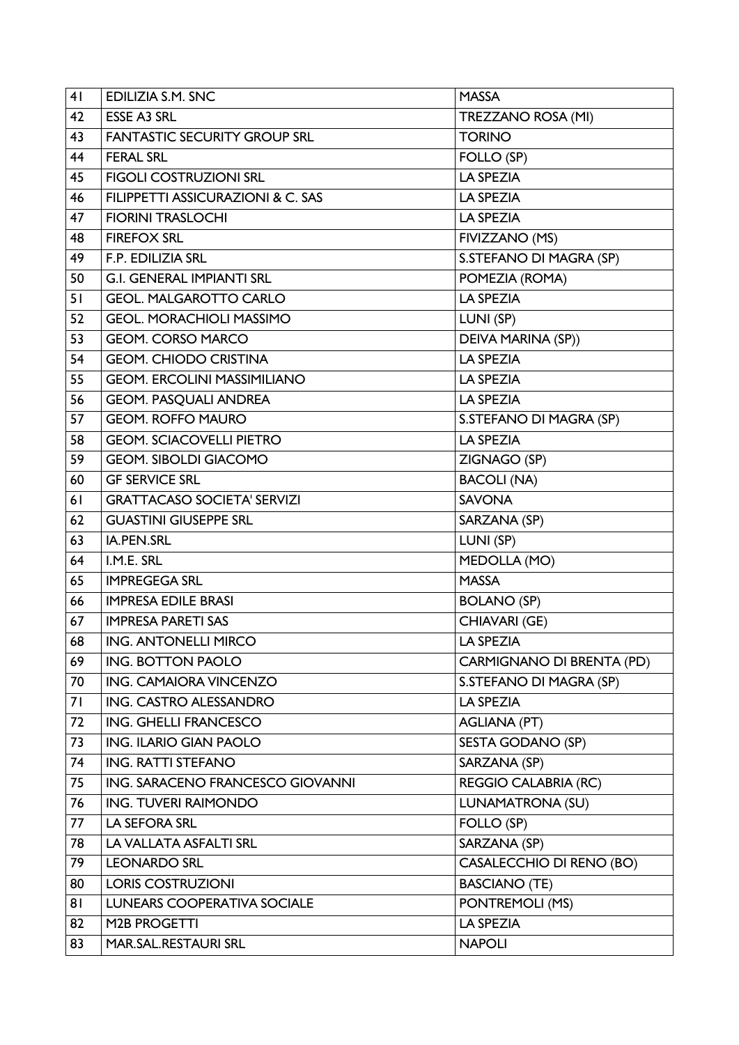| 41 | EDILIZIA S.M. SNC | MASSA |
|---|---|---|
| 42 | ESSE A3 SRL | TREZZANO ROSA (MI) |
| 43 | FANTASTIC SECURITY GROUP SRL | TORINO |
| 44 | FERAL SRL | FOLLO (SP) |
| 45 | FIGOLI COSTRUZIONI SRL | LA SPEZIA |
| 46 | FILIPPETTI ASSICURAZIONI & C. SAS | LA SPEZIA |
| 47 | FIORINI TRASLOCHI | LA SPEZIA |
| 48 | FIREFOX SRL | FIVIZZANO (MS) |
| 49 | F.P. EDILIZIA SRL | S.STEFANO DI MAGRA (SP) |
| 50 | G.I. GENERAL IMPIANTI SRL | POMEZIA (ROMA) |
| 51 | GEOL. MALGAROTTO CARLO | LA SPEZIA |
| 52 | GEOL. MORACHIOLI MASSIMO | LUNI (SP) |
| 53 | GEOM. CORSO MARCO | DEIVA MARINA (SP)) |
| 54 | GEOM. CHIODO CRISTINA | LA SPEZIA |
| 55 | GEOM. ERCOLINI MASSIMILIANO | LA SPEZIA |
| 56 | GEOM. PASQUALI ANDREA | LA SPEZIA |
| 57 | GEOM. ROFFO MAURO | S.STEFANO DI MAGRA (SP) |
| 58 | GEOM. SCIACOVELLI PIETRO | LA SPEZIA |
| 59 | GEOM. SIBOLDI GIACOMO | ZIGNAGO (SP) |
| 60 | GF SERVICE SRL | BACOLI (NA) |
| 61 | GRATTACASO SOCIETA' SERVIZI | SAVONA |
| 62 | GUASTINI GIUSEPPE SRL | SARZANA (SP) |
| 63 | IA.PEN.SRL | LUNI (SP) |
| 64 | I.M.E. SRL | MEDOLLA (MO) |
| 65 | IMPREGEGA SRL | MASSA |
| 66 | IMPRESA EDILE BRASI | BOLANO (SP) |
| 67 | IMPRESA PARETI SAS | CHIAVARI (GE) |
| 68 | ING. ANTONELLI MIRCO | LA SPEZIA |
| 69 | ING. BOTTON PAOLO | CARMIGNANO DI BRENTA (PD) |
| 70 | ING. CAMAIORA VINCENZO | S.STEFANO DI MAGRA (SP) |
| 71 | ING. CASTRO ALESSANDRO | LA SPEZIA |
| 72 | ING. GHELLI FRANCESCO | AGLIANA (PT) |
| 73 | ING. ILARIO GIAN PAOLO | SESTA GODANO (SP) |
| 74 | ING. RATTI STEFANO | SARZANA (SP) |
| 75 | ING. SARACENO FRANCESCO GIOVANNI | REGGIO CALABRIA (RC) |
| 76 | ING. TUVERI RAIMONDO | LUNAMATRONA (SU) |
| 77 | LA SEFORA SRL | FOLLO (SP) |
| 78 | LA VALLATA ASFALTI SRL | SARZANA (SP) |
| 79 | LEONARDO SRL | CASALECCHIO DI RENO (BO) |
| 80 | LORIS COSTRUZIONI | BASCIANO (TE) |
| 81 | LUNEARS COOPERATIVA SOCIALE | PONTREMOLI (MS) |
| 82 | M2B PROGETTI | LA SPEZIA |
| 83 | MAR.SAL.RESTAURI SRL | NAPOLI |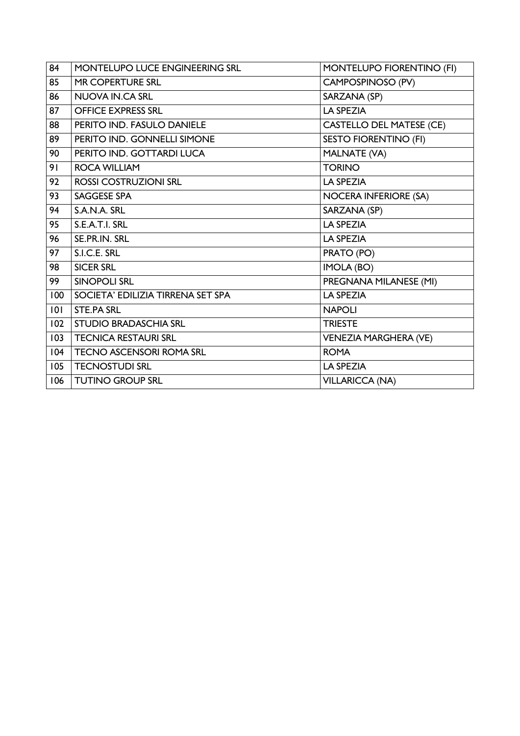| | | |
|---|---|---|
| 84 | MONTELUPO LUCE ENGINEERING SRL | MONTELUPO FIORENTINO (FI) |
| 85 | MR COPERTURE SRL | CAMPOSPINOSO (PV) |
| 86 | NUOVA IN.CA SRL | SARZANA (SP) |
| 87 | OFFICE EXPRESS SRL | LA SPEZIA |
| 88 | PERITO IND. FASULO DANIELE | CASTELLO DEL MATESE (CE) |
| 89 | PERITO IND. GONNELLI SIMONE | SESTO FIORENTINO (FI) |
| 90 | PERITO IND. GOTTARDI LUCA | MALNATE (VA) |
| 91 | ROCA WILLIAM | TORINO |
| 92 | ROSSI COSTRUZIONI SRL | LA SPEZIA |
| 93 | SAGGESE SPA | NOCERA INFERIORE (SA) |
| 94 | S.A.N.A. SRL | SARZANA (SP) |
| 95 | S.E.A.T.I. SRL | LA SPEZIA |
| 96 | SE.PR.IN. SRL | LA SPEZIA |
| 97 | S.I.C.E. SRL | PRATO (PO) |
| 98 | SICER SRL | IMOLA (BO) |
| 99 | SINOPOLI SRL | PREGNANA MILANESE (MI) |
| 100 | SOCIETA' EDILIZIA TIRRENA SET SPA | LA SPEZIA |
| 101 | STE.PA SRL | NAPOLI |
| 102 | STUDIO BRADASCHIA SRL | TRIESTE |
| 103 | TECNICA RESTAURI SRL | VENEZIA MARGHERA (VE) |
| 104 | TECNO ASCENSORI ROMA SRL | ROMA |
| 105 | TECNOSTUDI SRL | LA SPEZIA |
| 106 | TUTINO GROUP SRL | VILLARICCA (NA) |